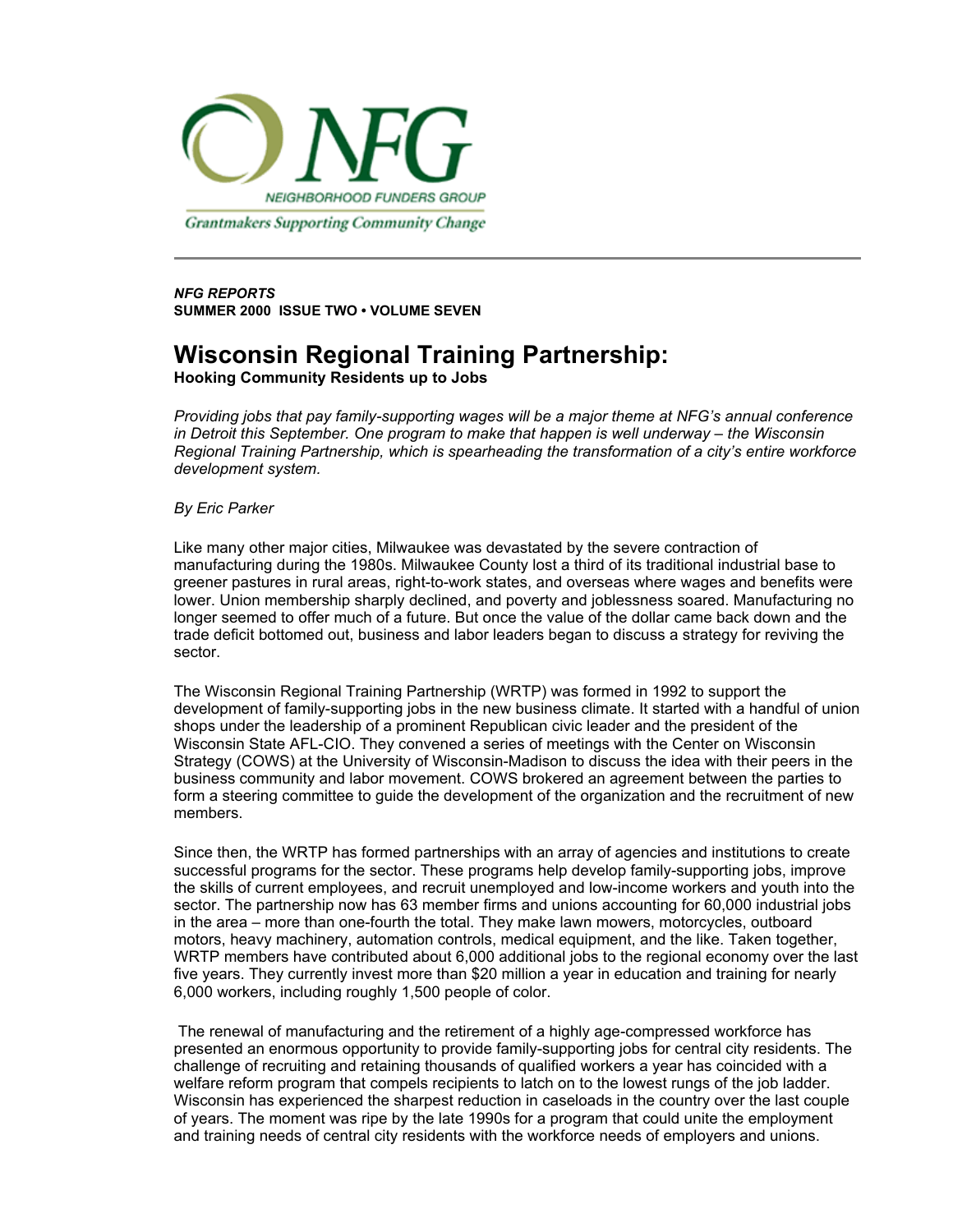NEIGHBORHOOD FUNDERS GROUP

Grantmakers Supporting Community Change

***NFG REPORTS***
**SUMMER 2000 ISSUE TWO • VOLUME SEVEN**

# Wisconsin Regional Training Partnership:

**Hooking Community Residents up to Jobs**

*Providing jobs that pay family-supporting wages will be a major theme at NFG's annual conference in Detroit this September. One program to make that happen is well underway – the Wisconsin Regional Training Partnership, which is spearheading the transformation of a city's entire workforce development system.*

*By Eric Parker*

Like many other major cities, Milwaukee was devastated by the severe contraction of manufacturing during the 1980s. Milwaukee County lost a third of its traditional industrial base to greener pastures in rural areas, right-to-work states, and overseas where wages and benefits were lower. Union membership sharply declined, and poverty and joblessness soared. Manufacturing no longer seemed to offer much of a future. But once the value of the dollar came back down and the trade deficit bottomed out, business and labor leaders began to discuss a strategy for reviving the sector.

The Wisconsin Regional Training Partnership (WRTP) was formed in 1992 to support the development of family-supporting jobs in the new business climate. It started with a handful of union shops under the leadership of a prominent Republican civic leader and the president of the Wisconsin State AFL-CIO. They convened a series of meetings with the Center on Wisconsin Strategy (COWS) at the University of Wisconsin-Madison to discuss the idea with their peers in the business community and labor movement. COWS brokered an agreement between the parties to form a steering committee to guide the development of the organization and the recruitment of new members.

Since then, the WRTP has formed partnerships with an array of agencies and institutions to create successful programs for the sector. These programs help develop family-supporting jobs, improve the skills of current employees, and recruit unemployed and low-income workers and youth into the sector. The partnership now has 63 member firms and unions accounting for 60,000 industrial jobs in the area – more than one-fourth the total. They make lawn mowers, motorcycles, outboard motors, heavy machinery, automation controls, medical equipment, and the like. Taken together, WRTP members have contributed about 6,000 additional jobs to the regional economy over the last five years. They currently invest more than $20 million a year in education and training for nearly 6,000 workers, including roughly 1,500 people of color.

The renewal of manufacturing and the retirement of a highly age-compressed workforce has presented an enormous opportunity to provide family-supporting jobs for central city residents. The challenge of recruiting and retaining thousands of qualified workers a year has coincided with a welfare reform program that compels recipients to latch on to the lowest rungs of the job ladder. Wisconsin has experienced the sharpest reduction in caseloads in the country over the last couple of years. The moment was ripe by the late 1990s for a program that could unite the employment and training needs of central city residents with the workforce needs of employers and unions.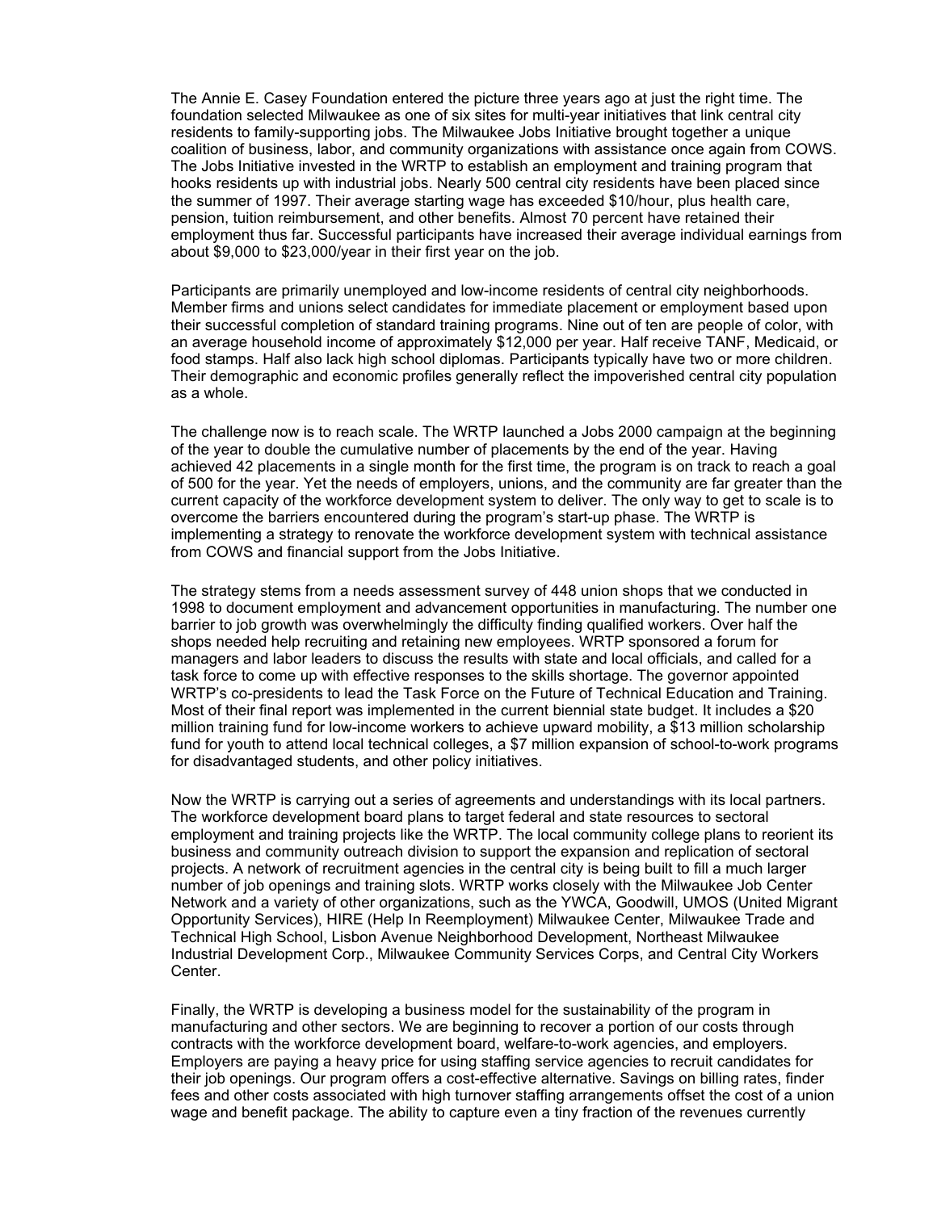The Annie E. Casey Foundation entered the picture three years ago at just the right time. The foundation selected Milwaukee as one of six sites for multi-year initiatives that link central city residents to family-supporting jobs. The Milwaukee Jobs Initiative brought together a unique coalition of business, labor, and community organizations with assistance once again from COWS. The Jobs Initiative invested in the WRTP to establish an employment and training program that hooks residents up with industrial jobs. Nearly 500 central city residents have been placed since the summer of 1997. Their average starting wage has exceeded $10/hour, plus health care, pension, tuition reimbursement, and other benefits. Almost 70 percent have retained their employment thus far. Successful participants have increased their average individual earnings from about $9,000 to $23,000/year in their first year on the job.

Participants are primarily unemployed and low-income residents of central city neighborhoods. Member firms and unions select candidates for immediate placement or employment based upon their successful completion of standard training programs. Nine out of ten are people of color, with an average household income of approximately $12,000 per year. Half receive TANF, Medicaid, or food stamps. Half also lack high school diplomas. Participants typically have two or more children. Their demographic and economic profiles generally reflect the impoverished central city population as a whole.

The challenge now is to reach scale. The WRTP launched a Jobs 2000 campaign at the beginning of the year to double the cumulative number of placements by the end of the year. Having achieved 42 placements in a single month for the first time, the program is on track to reach a goal of 500 for the year. Yet the needs of employers, unions, and the community are far greater than the current capacity of the workforce development system to deliver. The only way to get to scale is to overcome the barriers encountered during the program's start-up phase. The WRTP is implementing a strategy to renovate the workforce development system with technical assistance from COWS and financial support from the Jobs Initiative.

The strategy stems from a needs assessment survey of 448 union shops that we conducted in 1998 to document employment and advancement opportunities in manufacturing. The number one barrier to job growth was overwhelmingly the difficulty finding qualified workers. Over half the shops needed help recruiting and retaining new employees. WRTP sponsored a forum for managers and labor leaders to discuss the results with state and local officials, and called for a task force to come up with effective responses to the skills shortage. The governor appointed WRTP's co-presidents to lead the Task Force on the Future of Technical Education and Training. Most of their final report was implemented in the current biennial state budget. It includes a $20 million training fund for low-income workers to achieve upward mobility, a $13 million scholarship fund for youth to attend local technical colleges, a $7 million expansion of school-to-work programs for disadvantaged students, and other policy initiatives.

Now the WRTP is carrying out a series of agreements and understandings with its local partners. The workforce development board plans to target federal and state resources to sectoral employment and training projects like the WRTP. The local community college plans to reorient its business and community outreach division to support the expansion and replication of sectoral projects. A network of recruitment agencies in the central city is being built to fill a much larger number of job openings and training slots. WRTP works closely with the Milwaukee Job Center Network and a variety of other organizations, such as the YWCA, Goodwill, UMOS (United Migrant Opportunity Services), HIRE (Help In Reemployment) Milwaukee Center, Milwaukee Trade and Technical High School, Lisbon Avenue Neighborhood Development, Northeast Milwaukee Industrial Development Corp., Milwaukee Community Services Corps, and Central City Workers Center.

Finally, the WRTP is developing a business model for the sustainability of the program in manufacturing and other sectors. We are beginning to recover a portion of our costs through contracts with the workforce development board, welfare-to-work agencies, and employers. Employers are paying a heavy price for using staffing service agencies to recruit candidates for their job openings. Our program offers a cost-effective alternative. Savings on billing rates, finder fees and other costs associated with high turnover staffing arrangements offset the cost of a union wage and benefit package. The ability to capture even a tiny fraction of the revenues currently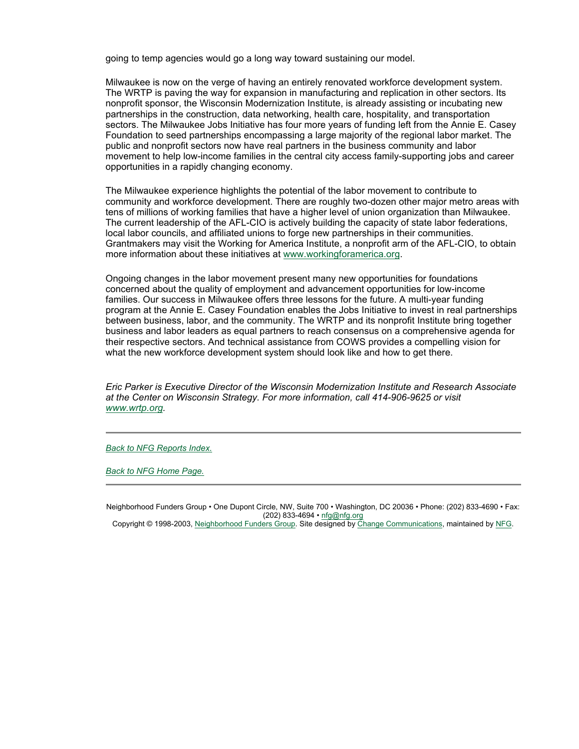going to temp agencies would go a long way toward sustaining our model.

Milwaukee is now on the verge of having an entirely renovated workforce development system. The WRTP is paving the way for expansion in manufacturing and replication in other sectors. Its nonprofit sponsor, the Wisconsin Modernization Institute, is already assisting or incubating new partnerships in the construction, data networking, health care, hospitality, and transportation sectors. The Milwaukee Jobs Initiative has four more years of funding left from the Annie E. Casey Foundation to seed partnerships encompassing a large majority of the regional labor market. The public and nonprofit sectors now have real partners in the business community and labor movement to help low-income families in the central city access family-supporting jobs and career opportunities in a rapidly changing economy.

The Milwaukee experience highlights the potential of the labor movement to contribute to community and workforce development. There are roughly two-dozen other major metro areas with tens of millions of working families that have a higher level of union organization than Milwaukee. The current leadership of the AFL-CIO is actively building the capacity of state labor federations, local labor councils, and affiliated unions to forge new partnerships in their communities. Grantmakers may visit the Working for America Institute, a nonprofit arm of the AFL-CIO, to obtain more information about these initiatives at [www.workingforamerica.org](http://www.workingforamerica.org).

Ongoing changes in the labor movement present many new opportunities for foundations concerned about the quality of employment and advancement opportunities for low-income families. Our success in Milwaukee offers three lessons for the future. A multi-year funding program at the Annie E. Casey Foundation enables the Jobs Initiative to invest in real partnerships between business, labor, and the community. The WRTP and its nonprofit Institute bring together business and labor leaders as equal partners to reach consensus on a comprehensive agenda for their respective sectors. And technical assistance from COWS provides a compelling vision for what the new workforce development system should look like and how to get there.

*Eric Parker is Executive Director of the Wisconsin Modernization Institute and Research Associate at the Center on Wisconsin Strategy. For more information, call 414-906-9625 or visit [www.wrtp.org](http://www.wrtp.org).*

---

*Back to NFG Reports Index.*

*Back to NFG Home Page.*

---

Neighborhood Funders Group • One Dupont Circle, NW, Suite 700 • Washington, DC 20036 • Phone: (202) 833-4690 • Fax: (202) 833-4694 • nfg@nfg.org
Copyright © 1998-2003, Neighborhood Funders Group. Site designed by Change Communications, maintained by NFG.